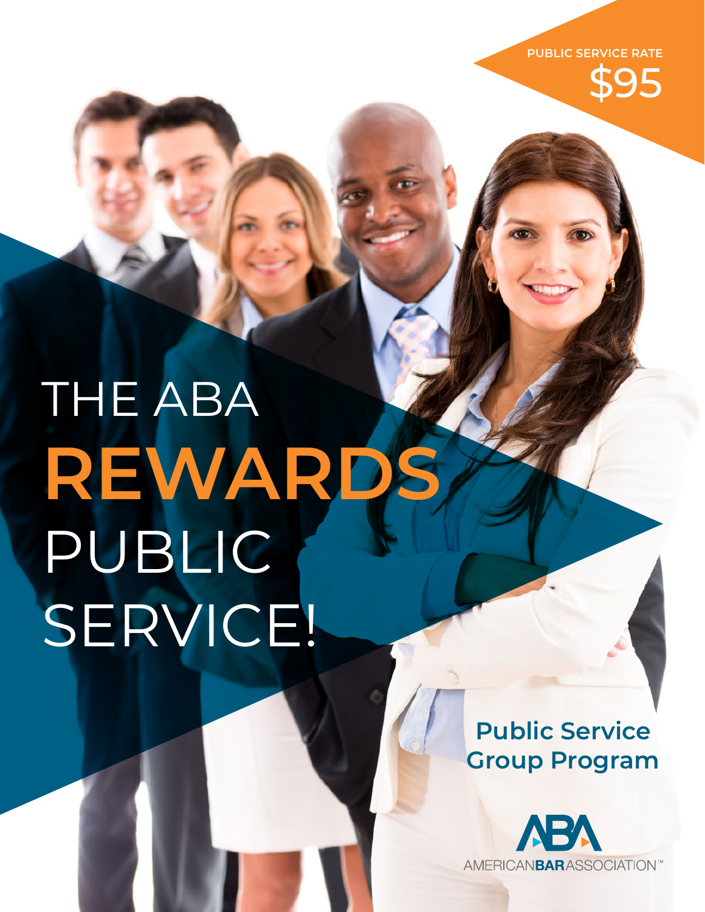PUBLIC SERVICE RATE

$95

# THE ABA **REWARDS** PUBLIC SERVICE!

## Public Service Group Program

AMERICAN**BAR**ASSOCIATION™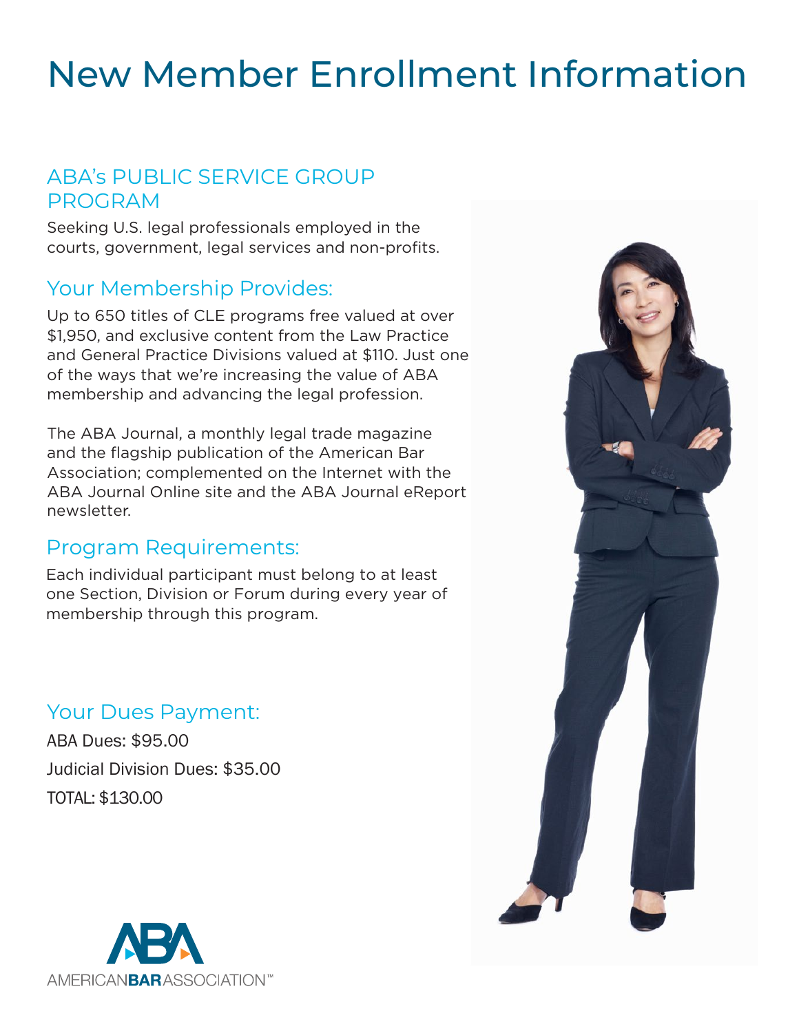# New Member Enrollment Information

## ABA's PUBLIC SERVICE GROUP PROGRAM

Seeking U.S. legal professionals employed in the courts, government, legal services and non-profits.

## Your Membership Provides:

Up to 650 titles of CLE programs free valued at over $1,950, and exclusive content from the Law Practice and General Practice Divisions valued at $110. Just one of the ways that we're increasing the value of ABA membership and advancing the legal profession.

The ABA Journal, a monthly legal trade magazine and the flagship publication of the American Bar Association; complemented on the Internet with the ABA Journal Online site and the ABA Journal eReport newsletter.

## Program Requirements:

Each individual participant must belong to at least one Section, Division or Forum during every year of membership through this program.

## Your Dues Payment:

ABA Dues: $95.00

Judicial Division Dues: $35.00

TOTAL: $130.00

ABA AMERICANBARASSOCIATION™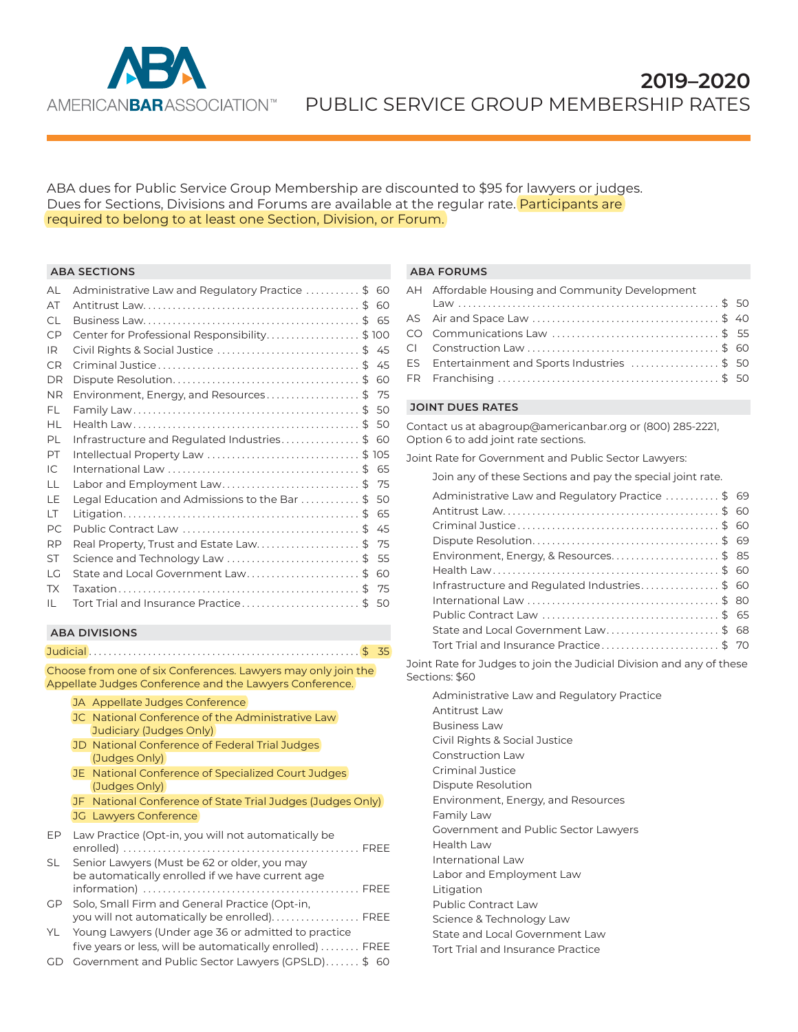# 2019–2020 PUBLIC SERVICE GROUP MEMBERSHIP RATES

ABA dues for Public Service Group Membership are discounted to $95 for lawyers or judges. Dues for Sections, Divisions and Forums are available at the regular rate. Participants are required to belong to at least one Section, Division, or Forum.

## ABA SECTIONS

| | | |
|---|---|---|
| AL | Administrative Law and Regulatory Practice | $ 60 |
| AT | Antitrust Law | $ 60 |
| CL | Business Law | $ 65 |
| CP | Center for Professional Responsibility | $ 100 |
| IR | Civil Rights & Social Justice | $ 45 |
| CR | Criminal Justice | $ 45 |
| DR | Dispute Resolution | $ 60 |
| NR | Environment, Energy, and Resources | $ 75 |
| FL | Family Law | $ 50 |
| HL | Health Law | $ 50 |
| PL | Infrastructure and Regulated Industries | $ 60 |
| PT | Intellectual Property Law | $ 105 |
| IC | International Law | $ 65 |
| LL | Labor and Employment Law | $ 75 |
| LE | Legal Education and Admissions to the Bar | $ 50 |
| LT | Litigation | $ 65 |
| PC | Public Contract Law | $ 45 |
| RP | Real Property, Trust and Estate Law | $ 75 |
| ST | Science and Technology Law | $ 55 |
| LG | State and Local Government Law | $ 60 |
| TX | Taxation | $ 75 |
| IL | Tort Trial and Insurance Practice | $ 50 |

## ABA DIVISIONS

Judicial ........ $ 35

Choose from one of six Conferences. Lawyers may only join the Appellate Judges Conference and the Lawyers Conference.

- JA Appellate Judges Conference
- JC National Conference of the Administrative Law Judiciary (Judges Only)
- JD National Conference of Federal Trial Judges (Judges Only)
- JE National Conference of Specialized Court Judges (Judges Only)
- JF National Conference of State Trial Judges (Judges Only)
- JG Lawyers Conference

| | | |
|---|---|---|
| EP | Law Practice (Opt-in, you will not automatically be enrolled) | FREE |
| SL | Senior Lawyers (Must be 62 or older, you may be automatically enrolled if we have current age information) | FREE |
| GP | Solo, Small Firm and General Practice (Opt-in, you will not automatically be enrolled) | FREE |
| YL | Young Lawyers (Under age 36 or admitted to practice five years or less, will be automatically enrolled) | FREE |
| GD | Government and Public Sector Lawyers (GPSLD) | $ 60 |

## ABA FORUMS

| | | |
|---|---|---|
| AH | Affordable Housing and Community Development Law | $ 50 |
| AS | Air and Space Law | $ 40 |
| CO | Communications Law | $ 55 |
| CI | Construction Law | $ 60 |
| ES | Entertainment and Sports Industries | $ 50 |
| FR | Franchising | $ 50 |

## JOINT DUES RATES

Contact us at abagroup@americanbar.org or (800) 285-2221, Option 6 to add joint rate sections.

Joint Rate for Government and Public Sector Lawyers:

Join any of these Sections and pay the special joint rate.

| | |
|---|---|
| Administrative Law and Regulatory Practice | $ 69 |
| Antitrust Law | $ 60 |
| Criminal Justice | $ 60 |
| Dispute Resolution | $ 69 |
| Environment, Energy, & Resources | $ 85 |
| Health Law | $ 60 |
| Infrastructure and Regulated Industries | $ 60 |
| International Law | $ 80 |
| Public Contract Law | $ 65 |
| State and Local Government Law | $ 68 |
| Tort Trial and Insurance Practice | $ 70 |

Joint Rate for Judges to join the Judicial Division and any of these Sections: $60

- Administrative Law and Regulatory Practice
- Antitrust Law
- Business Law
- Civil Rights & Social Justice
- Construction Law
- Criminal Justice
- Dispute Resolution
- Environment, Energy, and Resources
- Family Law
- Government and Public Sector Lawyers
- Health Law
- International Law
- Labor and Employment Law
- Litigation
- Public Contract Law
- Science & Technology Law
- State and Local Government Law
- Tort Trial and Insurance Practice